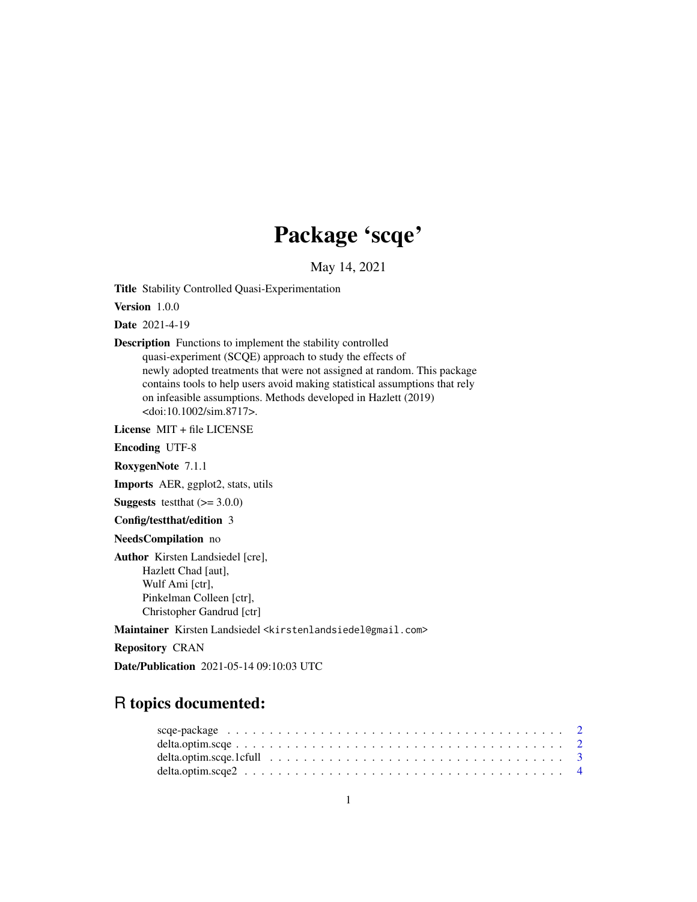# Package 'scqe'

May 14, 2021

**Title** Stability Controlled Quasi-Experimentation

**Version** 1.0.0

**Date** 2021-4-19

**Description** Functions to implement the stability controlled quasi-experiment (SCQE) approach to study the effects of newly adopted treatments that were not assigned at random. This package contains tools to help users avoid making statistical assumptions that rely on infeasible assumptions. Methods developed in Hazlett (2019) <doi:10.1002/sim.8717>.

**License** MIT + file LICENSE

**Encoding** UTF-8

**RoxygenNote** 7.1.1

**Imports** AER, ggplot2, stats, utils

**Suggests** testthat (>= 3.0.0)

**Config/testthat/edition** 3

**NeedsCompilation** no

**Author** Kirsten Landsiedel [cre],
Hazlett Chad [aut],
Wulf Ami [ctr],
Pinkelman Colleen [ctr],
Christopher Gandrud [ctr]

**Maintainer** Kirsten Landsiedel <kirstenlandsiedel@gmail.com>

**Repository** CRAN

**Date/Publication** 2021-05-14 09:10:03 UTC

## R topics documented:

| | |
|---|---|
| scqe-package | 2 |
| delta.optim.scqe | 2 |
| delta.optim.scqe.1cfull | 3 |
| delta.optim.scqe2 | 4 |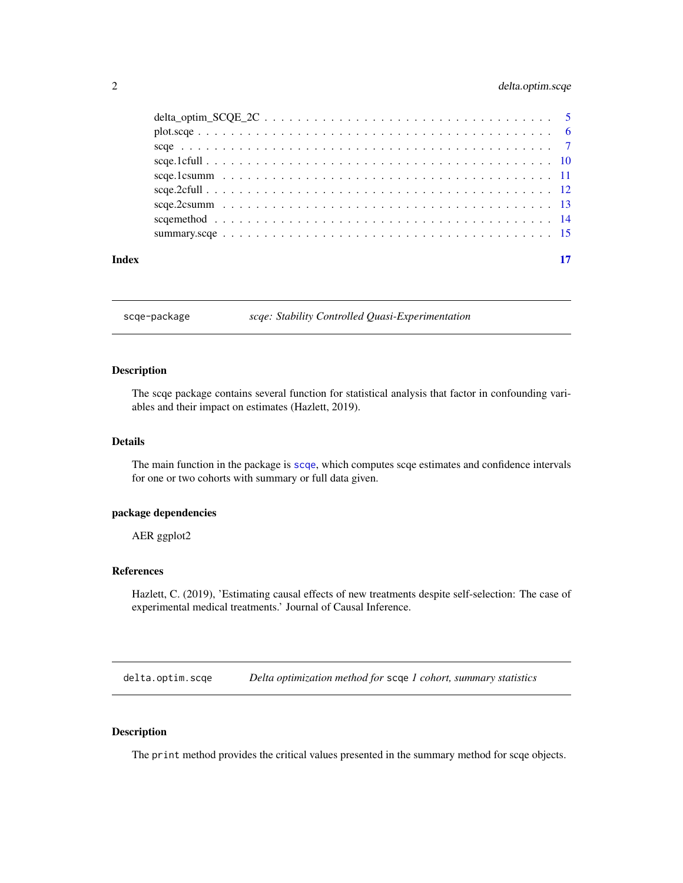| | |
|---|---|
| delta_optim_SCQE_2C | 5 |
| plot.scqe | 6 |
| scqe | 7 |
| scqe.1cfull | 10 |
| scqe.1csumm | 11 |
| scqe.2cfull | 12 |
| scqe.2csumm | 13 |
| scqemethod | 14 |
| summary.scqe | 15 |

**Index** **17**

---

## scqe-package — *scqe: Stability Controlled Quasi-Experimentation*

---

### Description

The scqe package contains several function for statistical analysis that factor in confounding variables and their impact on estimates (Hazlett, 2019).

### Details

The main function in the package is `scqe`, which computes scqe estimates and confidence intervals for one or two cohorts with summary or full data given.

### package dependencies

AER ggplot2

### References

Hazlett, C. (2019), 'Estimating causal effects of new treatments despite self-selection: The case of experimental medical treatments.' Journal of Causal Inference.

---

## delta.optim.scqe — *Delta optimization method for* `scqe` *1 cohort, summary statistics*

---

### Description

The `print` method provides the critical values presented in the summary method for scqe objects.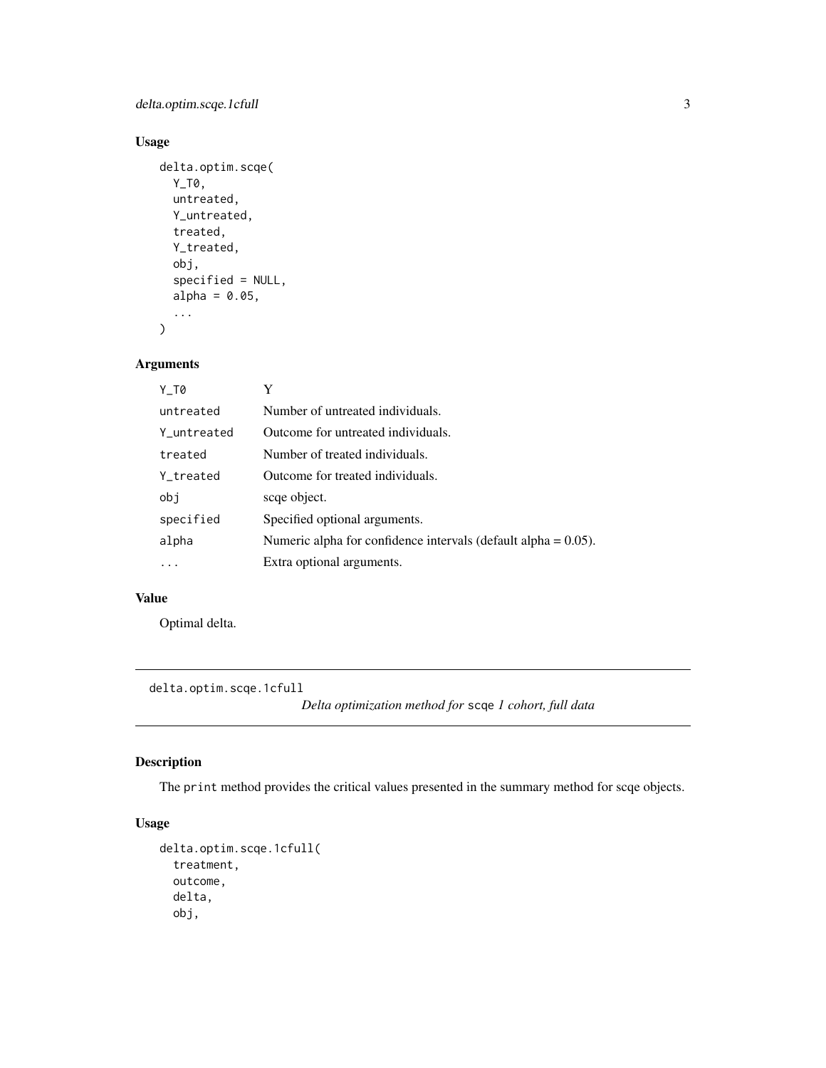## Usage

```
delta.optim.scqe(
  Y_T0,
  untreated,
  Y_untreated,
  treated,
  Y_treated,
  obj,
  specified = NULL,
  alpha = 0.05,
  ...
)
```

## Arguments

| | |
|---|---|
| Y_T0 | Y |
| untreated | Number of untreated individuals. |
| Y_untreated | Outcome for untreated individuals. |
| treated | Number of treated individuals. |
| Y_treated | Outcome for treated individuals. |
| obj | scqe object. |
| specified | Specified optional arguments. |
| alpha | Numeric alpha for confidence intervals (default alpha = 0.05). |
| ... | Extra optional arguments. |

## Value

Optimal delta.

---

# delta.optim.scqe.1cfull

*Delta optimization method for* scqe *1 cohort, full data*

## Description

The print method provides the critical values presented in the summary method for scqe objects.

## Usage

```
delta.optim.scqe.1cfull(
  treatment,
  outcome,
  delta,
  obj,
```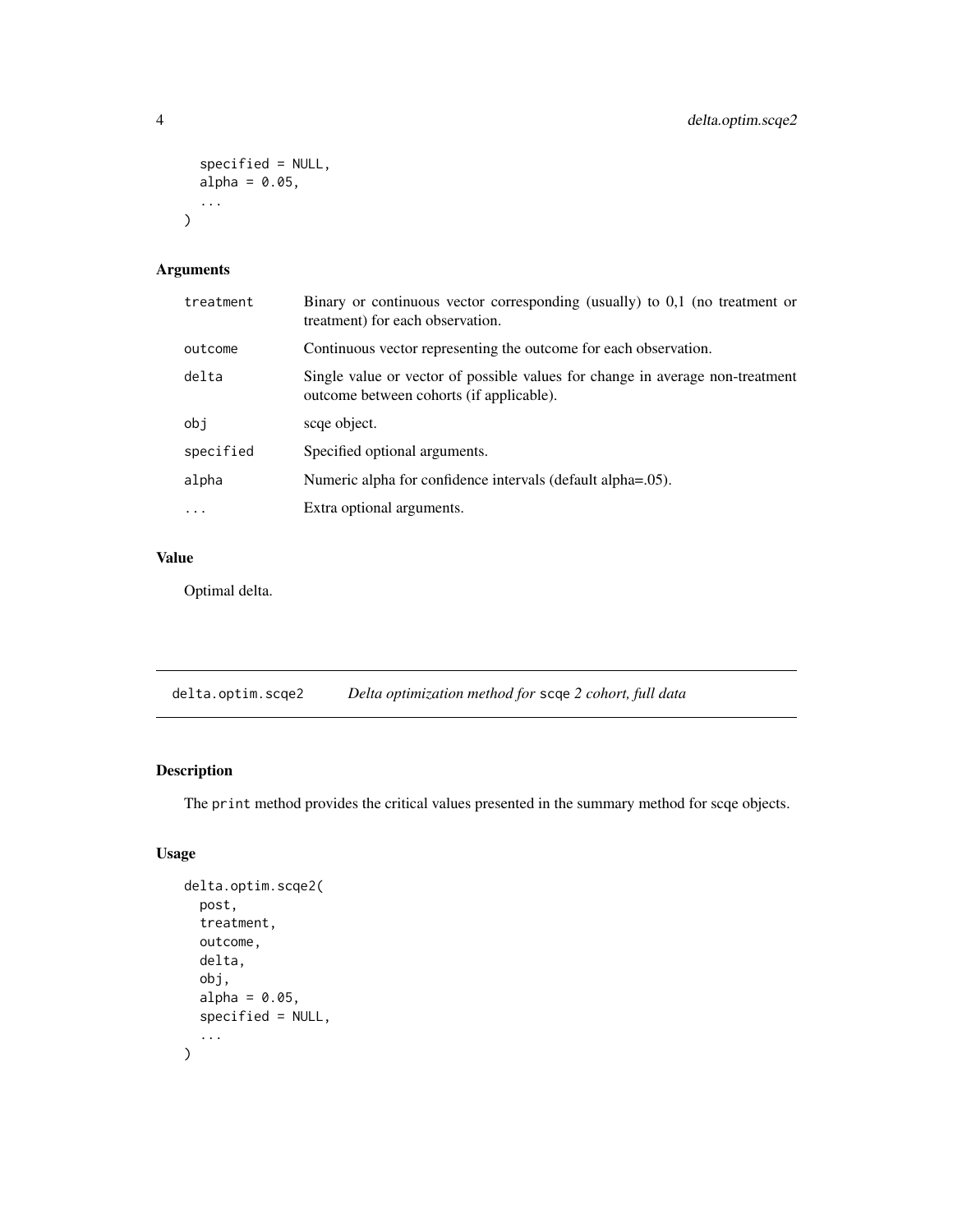```
  specified = NULL,
  alpha = 0.05,
  ...
)
```

### Arguments

| | |
|---|---|
| treatment | Binary or continuous vector corresponding (usually) to 0,1 (no treatment or treatment) for each observation. |
| outcome | Continuous vector representing the outcome for each observation. |
| delta | Single value or vector of possible values for change in average non-treatment outcome between cohorts (if applicable). |
| obj | scqe object. |
| specified | Specified optional arguments. |
| alpha | Numeric alpha for confidence intervals (default alpha=.05). |
| ... | Extra optional arguments. |

### Value

Optimal delta.

---

## delta.optim.scqe2 *Delta optimization method for* scqe *2 cohort, full data*

### Description

The print method provides the critical values presented in the summary method for scqe objects.

### Usage

```
delta.optim.scqe2(
  post,
  treatment,
  outcome,
  delta,
  obj,
  alpha = 0.05,
  specified = NULL,
  ...
)
```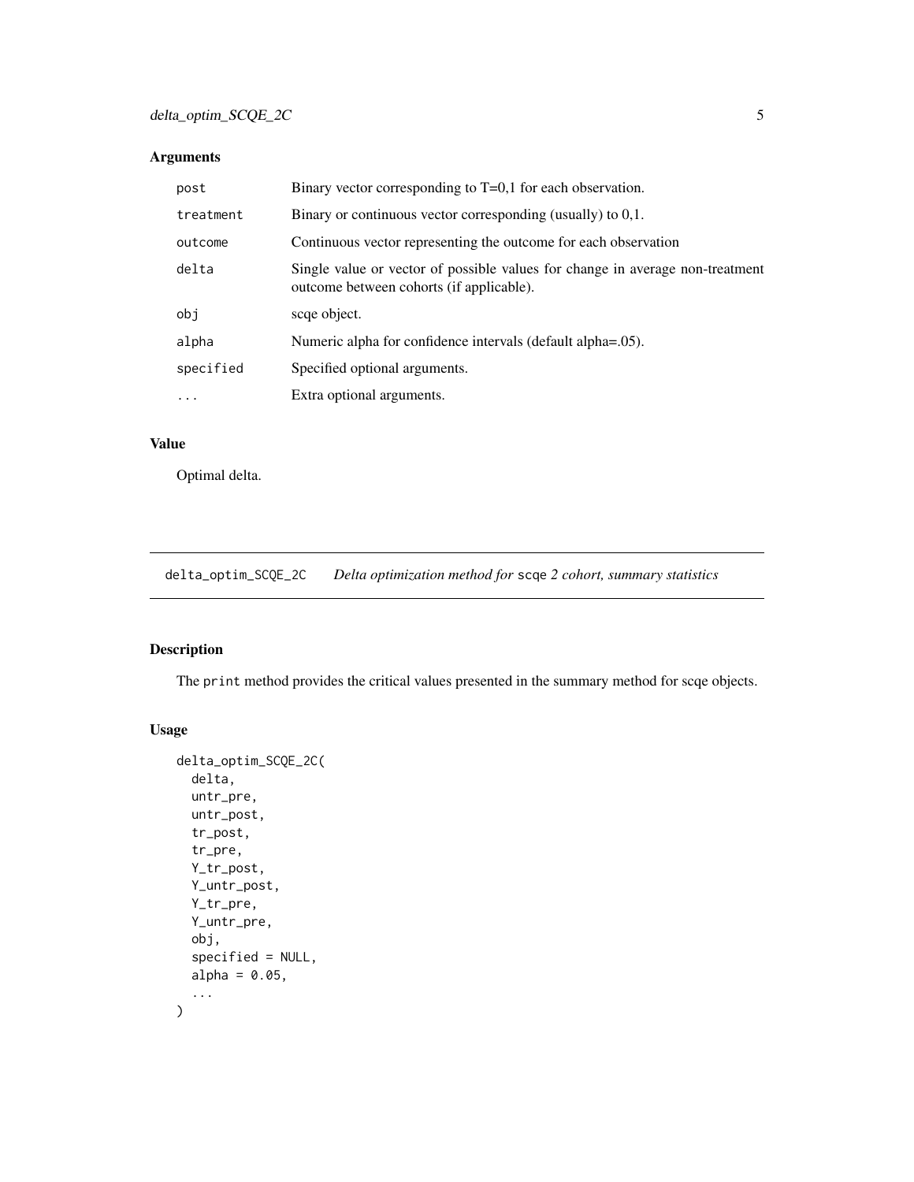## Arguments

| | |
|---|---|
| post | Binary vector corresponding to T=0,1 for each observation. |
| treatment | Binary or continuous vector corresponding (usually) to 0,1. |
| outcome | Continuous vector representing the outcome for each observation |
| delta | Single value or vector of possible values for change in average non-treatment outcome between cohorts (if applicable). |
| obj | scqe object. |
| alpha | Numeric alpha for confidence intervals (default alpha=.05). |
| specified | Specified optional arguments. |
| ... | Extra optional arguments. |

## Value

Optimal delta.

---

# delta_optim_SCQE_2C    *Delta optimization method for* scqe *2 cohort, summary statistics*

## Description

The print method provides the critical values presented in the summary method for scqe objects.

## Usage

```
delta_optim_SCQE_2C(
  delta,
  untr_pre,
  untr_post,
  tr_post,
  tr_pre,
  Y_tr_post,
  Y_untr_post,
  Y_tr_pre,
  Y_untr_pre,
  obj,
  specified = NULL,
  alpha = 0.05,
  ...
)
```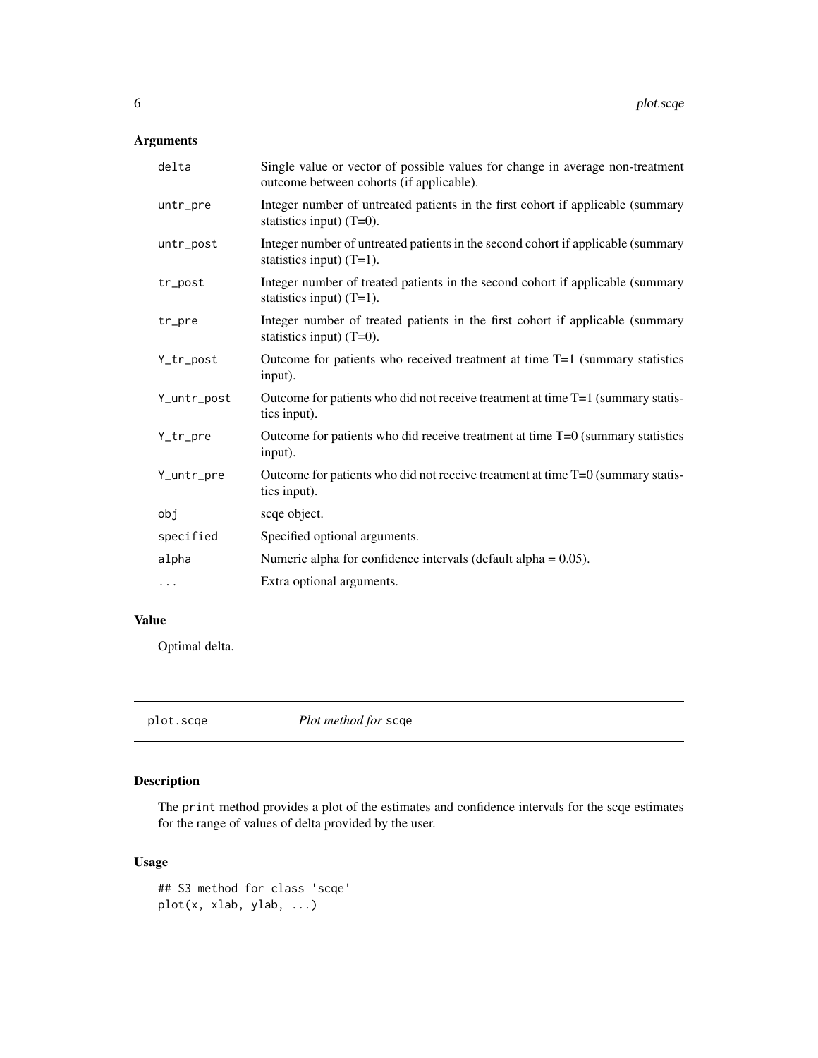## Arguments

| | |
|---|---|
| `delta` | Single value or vector of possible values for change in average non-treatment outcome between cohorts (if applicable). |
| `untr_pre` | Integer number of untreated patients in the first cohort if applicable (summary statistics input) (T=0). |
| `untr_post` | Integer number of untreated patients in the second cohort if applicable (summary statistics input) (T=1). |
| `tr_post` | Integer number of treated patients in the second cohort if applicable (summary statistics input) (T=1). |
| `tr_pre` | Integer number of treated patients in the first cohort if applicable (summary statistics input) (T=0). |
| `Y_tr_post` | Outcome for patients who received treatment at time T=1 (summary statistics input). |
| `Y_untr_post` | Outcome for patients who did not receive treatment at time T=1 (summary statistics input). |
| `Y_tr_pre` | Outcome for patients who did receive treatment at time T=0 (summary statistics input). |
| `Y_untr_pre` | Outcome for patients who did not receive treatment at time T=0 (summary statistics input). |
| `obj` | scqe object. |
| `specified` | Specified optional arguments. |
| `alpha` | Numeric alpha for confidence intervals (default alpha = 0.05). |
| `...` | Extra optional arguments. |

## Value

Optimal delta.

---

# `plot.scqe` *Plot method for* `scqe`

## Description

The `print` method provides a plot of the estimates and confidence intervals for the scqe estimates for the range of values of delta provided by the user.

## Usage

```
## S3 method for class 'scqe'
plot(x, xlab, ylab, ...)
```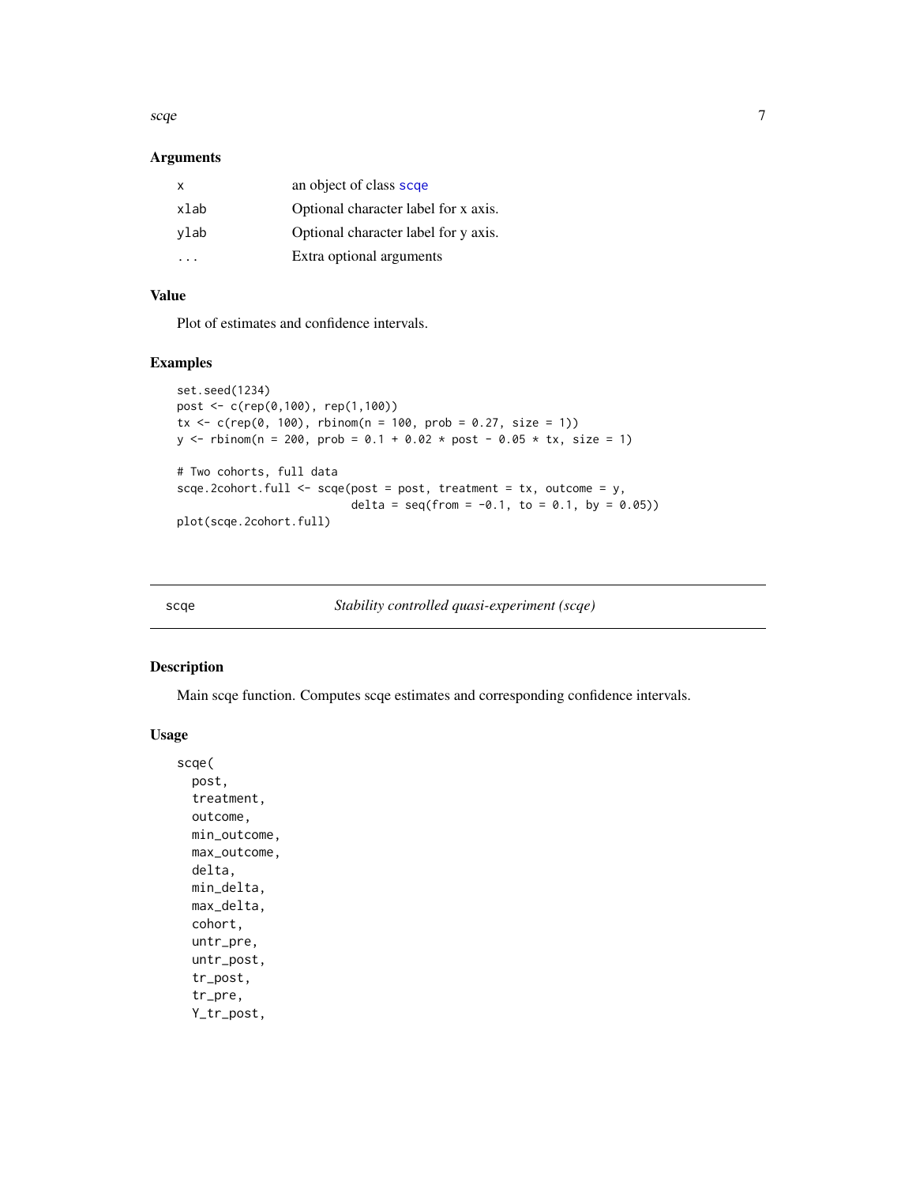### Arguments

| | |
|---|---|
| x | an object of class scqe |
| xlab | Optional character label for x axis. |
| ylab | Optional character label for y axis. |
| ... | Extra optional arguments |

### Value

Plot of estimates and confidence intervals.

### Examples

```
set.seed(1234)
post <- c(rep(0,100), rep(1,100))
tx <- c(rep(0, 100), rbinom(n = 100, prob = 0.27, size = 1))
y <- rbinom(n = 200, prob = 0.1 + 0.02 * post - 0.05 * tx, size = 1)

# Two cohorts, full data
scqe.2cohort.full <- scqe(post = post, treatment = tx, outcome = y,
                          delta = seq(from = -0.1, to = 0.1, by = 0.05))
plot(scqe.2cohort.full)
```

---

## scqe — *Stability controlled quasi-experiment (scqe)*

### Description

Main scqe function. Computes scqe estimates and corresponding confidence intervals.

### Usage

```
scqe(
  post,
  treatment,
  outcome,
  min_outcome,
  max_outcome,
  delta,
  min_delta,
  max_delta,
  cohort,
  untr_pre,
  untr_post,
  tr_post,
  tr_pre,
  Y_tr_post,
```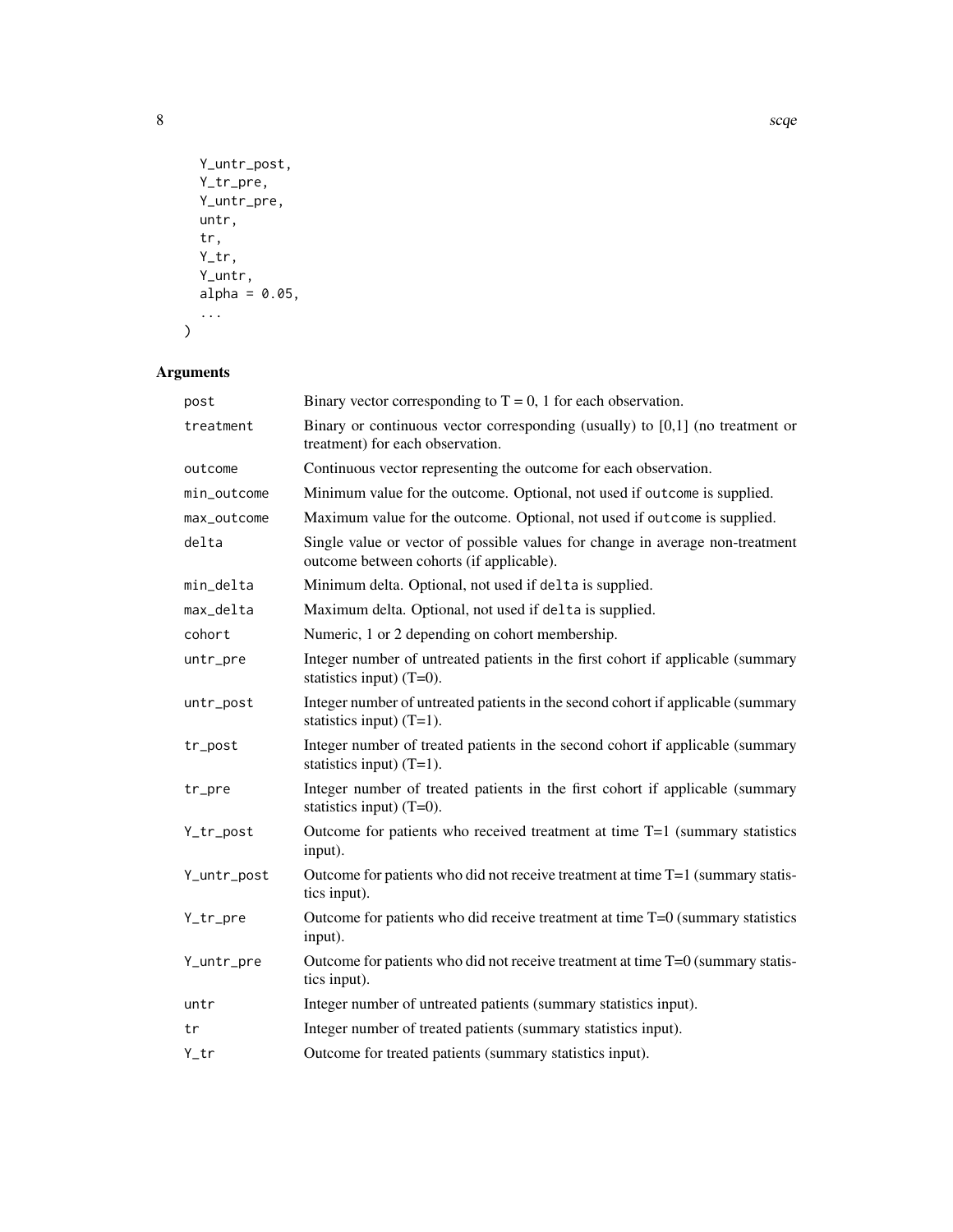```
  Y_untr_post,
  Y_tr_pre,
  Y_untr_pre,
  untr,
  tr,
  Y_tr,
  Y_untr,
  alpha = 0.05,
  ...
)
```

## Arguments

| | |
|---|---|
| post | Binary vector corresponding to T = 0, 1 for each observation. |
| treatment | Binary or continuous vector corresponding (usually) to [0,1] (no treatment or treatment) for each observation. |
| outcome | Continuous vector representing the outcome for each observation. |
| min_outcome | Minimum value for the outcome. Optional, not used if `outcome` is supplied. |
| max_outcome | Maximum value for the outcome. Optional, not used if `outcome` is supplied. |
| delta | Single value or vector of possible values for change in average non-treatment outcome between cohorts (if applicable). |
| min_delta | Minimum delta. Optional, not used if `delta` is supplied. |
| max_delta | Maximum delta. Optional, not used if `delta` is supplied. |
| cohort | Numeric, 1 or 2 depending on cohort membership. |
| untr_pre | Integer number of untreated patients in the first cohort if applicable (summary statistics input) (T=0). |
| untr_post | Integer number of untreated patients in the second cohort if applicable (summary statistics input) (T=1). |
| tr_post | Integer number of treated patients in the second cohort if applicable (summary statistics input) (T=1). |
| tr_pre | Integer number of treated patients in the first cohort if applicable (summary statistics input) (T=0). |
| Y_tr_post | Outcome for patients who received treatment at time T=1 (summary statistics input). |
| Y_untr_post | Outcome for patients who did not receive treatment at time T=1 (summary statistics input). |
| Y_tr_pre | Outcome for patients who did receive treatment at time T=0 (summary statistics input). |
| Y_untr_pre | Outcome for patients who did not receive treatment at time T=0 (summary statistics input). |
| untr | Integer number of untreated patients (summary statistics input). |
| tr | Integer number of treated patients (summary statistics input). |
| Y_tr | Outcome for treated patients (summary statistics input). |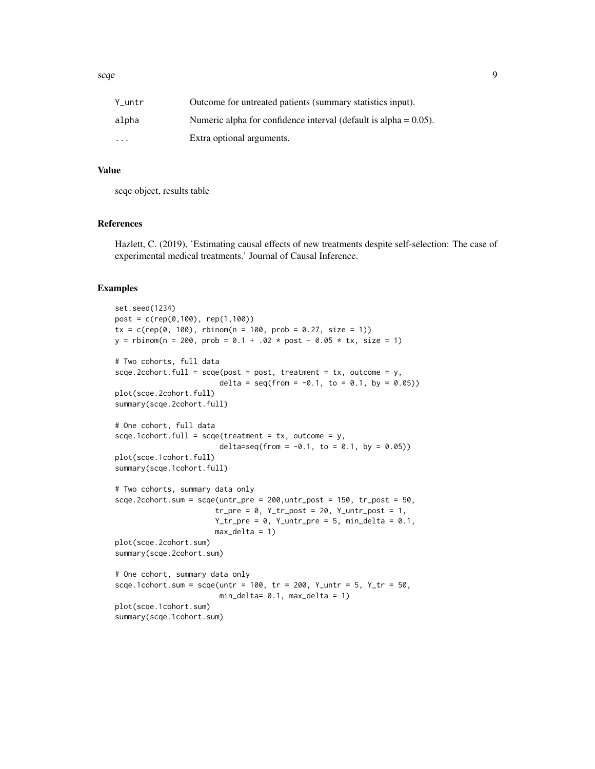| | |
|---|---|
| Y_untr | Outcome for untreated patients (summary statistics input). |
| alpha | Numeric alpha for confidence interval (default is alpha = 0.05). |
| ... | Extra optional arguments. |

## Value

scqe object, results table

## References

Hazlett, C. (2019), 'Estimating causal effects of new treatments despite self-selection: The case of experimental medical treatments.' Journal of Causal Inference.

## Examples

```
set.seed(1234)
post = c(rep(0,100), rep(1,100))
tx = c(rep(0, 100), rbinom(n = 100, prob = 0.27, size = 1))
y = rbinom(n = 200, prob = 0.1 + .02 * post - 0.05 * tx, size = 1)

# Two cohorts, full data
scqe.2cohort.full = scqe(post = post, treatment = tx, outcome = y,
                        delta = seq(from = -0.1, to = 0.1, by = 0.05))
plot(scqe.2cohort.full)
summary(scqe.2cohort.full)

# One cohort, full data
scqe.1cohort.full = scqe(treatment = tx, outcome = y,
                        delta=seq(from = -0.1, to = 0.1, by = 0.05))
plot(scqe.1cohort.full)
summary(scqe.1cohort.full)

# Two cohorts, summary data only
scqe.2cohort.sum = scqe(untr_pre = 200,untr_post = 150, tr_post = 50,
                       tr_pre = 0, Y_tr_post = 20, Y_untr_post = 1,
                       Y_tr_pre = 0, Y_untr_pre = 5, min_delta = 0.1,
                       max_delta = 1)
plot(scqe.2cohort.sum)
summary(scqe.2cohort.sum)

# One cohort, summary data only
scqe.1cohort.sum = scqe(untr = 100, tr = 200, Y_untr = 5, Y_tr = 50,
                        min_delta= 0.1, max_delta = 1)
plot(scqe.1cohort.sum)
summary(scqe.1cohort.sum)
```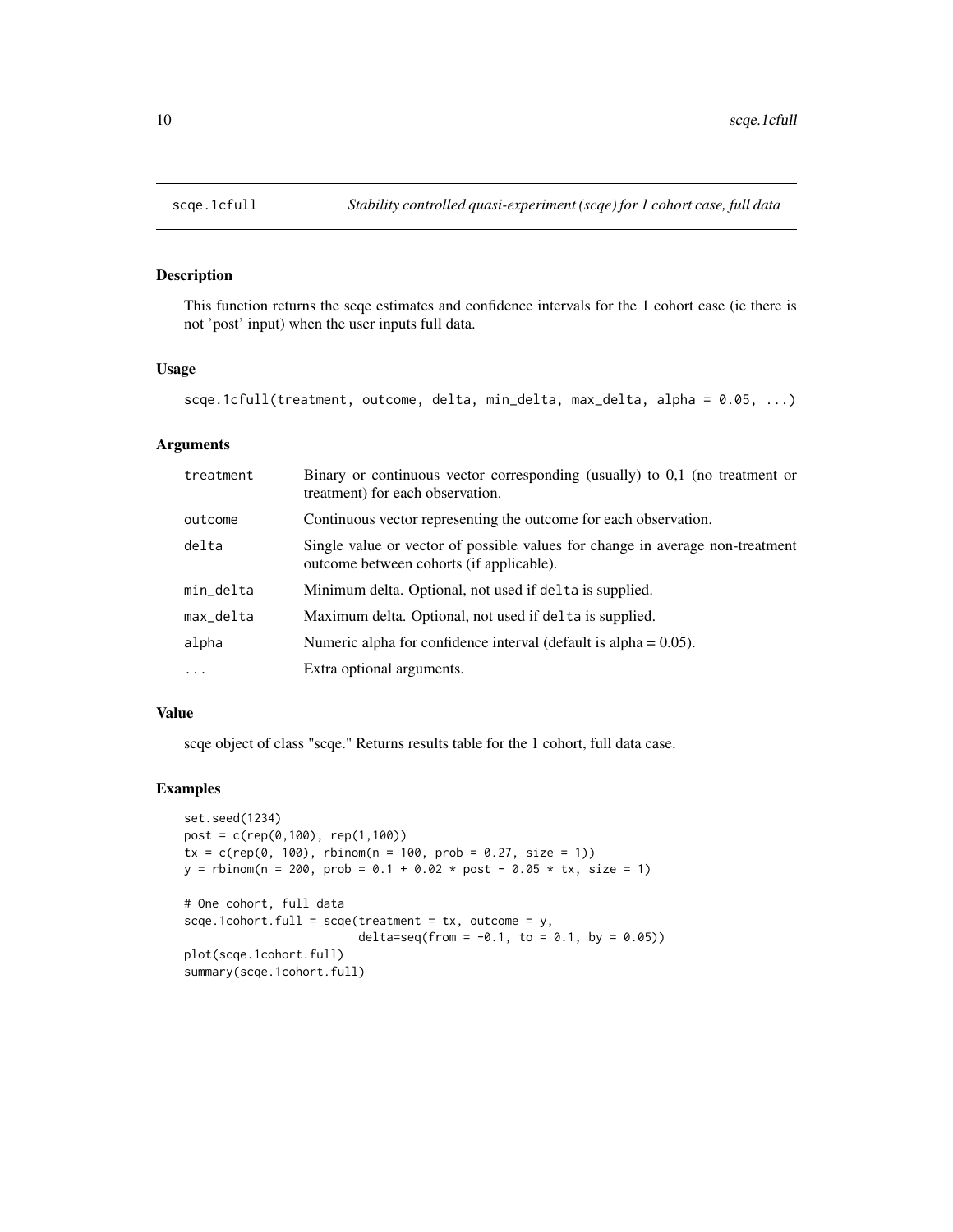# scqe.1cfull — *Stability controlled quasi-experiment (scqe) for 1 cohort case, full data*

## Description

This function returns the scqe estimates and confidence intervals for the 1 cohort case (ie there is not 'post' input) when the user inputs full data.

## Usage

```
scqe.1cfull(treatment, outcome, delta, min_delta, max_delta, alpha = 0.05, ...)
```

## Arguments

| | |
|---|---|
| treatment | Binary or continuous vector corresponding (usually) to 0,1 (no treatment or treatment) for each observation. |
| outcome | Continuous vector representing the outcome for each observation. |
| delta | Single value or vector of possible values for change in average non-treatment outcome between cohorts (if applicable). |
| min_delta | Minimum delta. Optional, not used if `delta` is supplied. |
| max_delta | Maximum delta. Optional, not used if `delta` is supplied. |
| alpha | Numeric alpha for confidence interval (default is alpha = 0.05). |
| ... | Extra optional arguments. |

## Value

scqe object of class "scqe." Returns results table for the 1 cohort, full data case.

## Examples

```
set.seed(1234)
post = c(rep(0,100), rep(1,100))
tx = c(rep(0, 100), rbinom(n = 100, prob = 0.27, size = 1))
y = rbinom(n = 200, prob = 0.1 + 0.02 * post - 0.05 * tx, size = 1)

# One cohort, full data
scqe.1cohort.full = scqe(treatment = tx, outcome = y,
                         delta=seq(from = -0.1, to = 0.1, by = 0.05))
plot(scqe.1cohort.full)
summary(scqe.1cohort.full)
```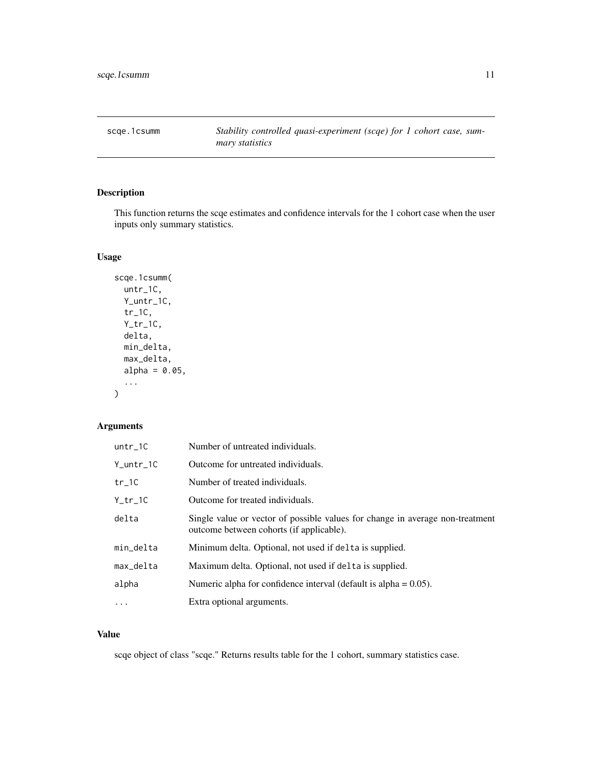# scqe.1csumm — *Stability controlled quasi-experiment (scqe) for 1 cohort case, summary statistics*

## Description

This function returns the scqe estimates and confidence intervals for the 1 cohort case when the user inputs only summary statistics.

## Usage

```
scqe.1csumm(
  untr_1C,
  Y_untr_1C,
  tr_1C,
  Y_tr_1C,
  delta,
  min_delta,
  max_delta,
  alpha = 0.05,
  ...
)
```

## Arguments

| | |
|---|---|
| untr_1C | Number of untreated individuals. |
| Y_untr_1C | Outcome for untreated individuals. |
| tr_1C | Number of treated individuals. |
| Y_tr_1C | Outcome for treated individuals. |
| delta | Single value or vector of possible values for change in average non-treatment outcome between cohorts (if applicable). |
| min_delta | Minimum delta. Optional, not used if delta is supplied. |
| max_delta | Maximum delta. Optional, not used if delta is supplied. |
| alpha | Numeric alpha for confidence interval (default is alpha = 0.05). |
| ... | Extra optional arguments. |

## Value

scqe object of class "scqe." Returns results table for the 1 cohort, summary statistics case.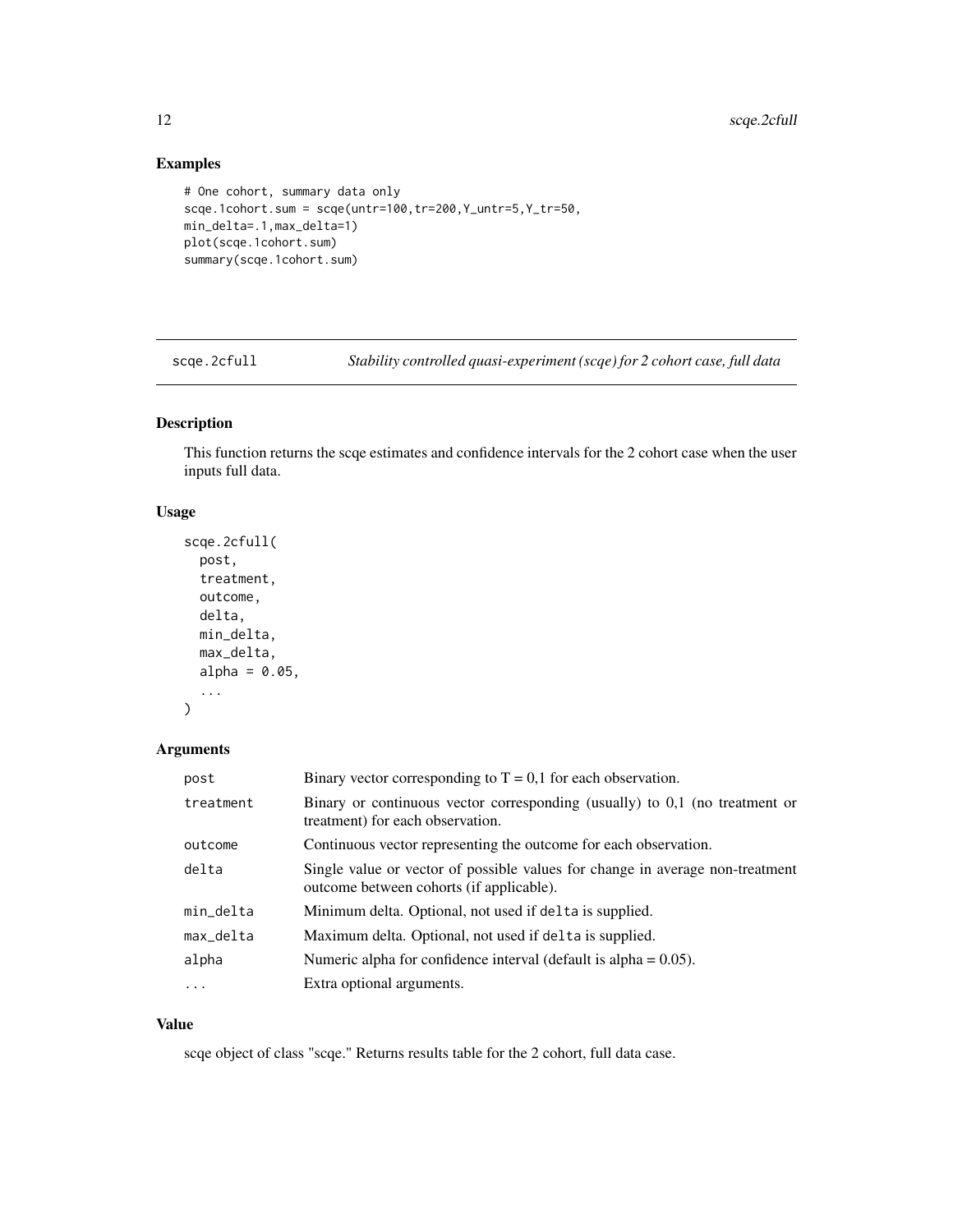## Examples

```
# One cohort, summary data only
scqe.1cohort.sum = scqe(untr=100,tr=200,Y_untr=5,Y_tr=50,
min_delta=.1,max_delta=1)
plot(scqe.1cohort.sum)
summary(scqe.1cohort.sum)
```

---

# scqe.2cfull — *Stability controlled quasi-experiment (scqe) for 2 cohort case, full data*

---

## Description

This function returns the scqe estimates and confidence intervals for the 2 cohort case when the user inputs full data.

## Usage

```
scqe.2cfull(
  post,
  treatment,
  outcome,
  delta,
  min_delta,
  max_delta,
  alpha = 0.05,
  ...
)
```

## Arguments

| | |
|---|---|
| post | Binary vector corresponding to T = 0,1 for each observation. |
| treatment | Binary or continuous vector corresponding (usually) to 0,1 (no treatment or treatment) for each observation. |
| outcome | Continuous vector representing the outcome for each observation. |
| delta | Single value or vector of possible values for change in average non-treatment outcome between cohorts (if applicable). |
| min_delta | Minimum delta. Optional, not used if `delta` is supplied. |
| max_delta | Maximum delta. Optional, not used if `delta` is supplied. |
| alpha | Numeric alpha for confidence interval (default is alpha = 0.05). |
| ... | Extra optional arguments. |

## Value

scqe object of class "scqe." Returns results table for the 2 cohort, full data case.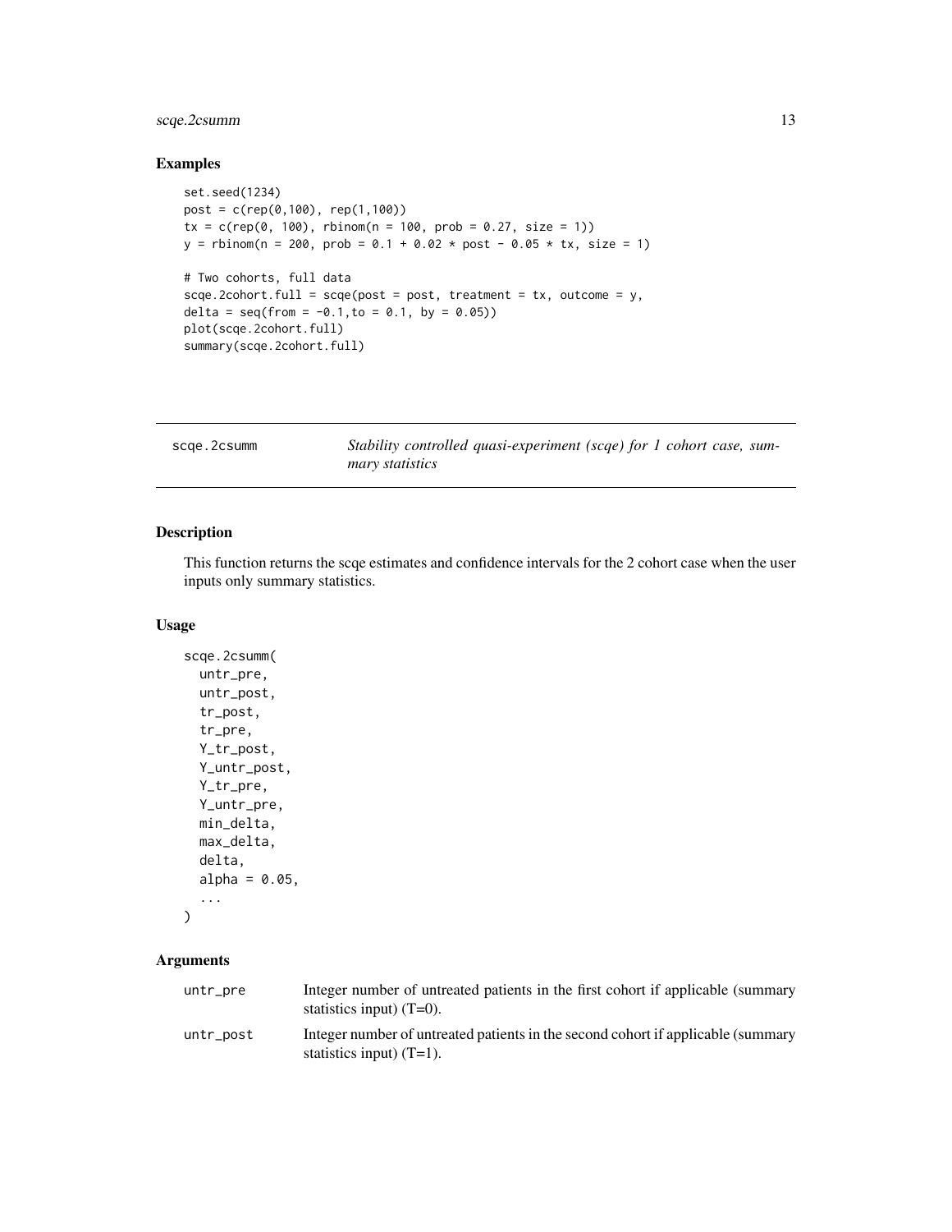## Examples

```
set.seed(1234)
post = c(rep(0,100), rep(1,100))
tx = c(rep(0, 100), rbinom(n = 100, prob = 0.27, size = 1))
y = rbinom(n = 200, prob = 0.1 + 0.02 * post - 0.05 * tx, size = 1)

# Two cohorts, full data
scqe.2cohort.full = scqe(post = post, treatment = tx, outcome = y,
delta = seq(from = -0.1,to = 0.1, by = 0.05))
plot(scqe.2cohort.full)
summary(scqe.2cohort.full)
```

---

| scqe.2csumm | *Stability controlled quasi-experiment (scqe) for 1 cohort case, summary statistics* |
|---|---|

## Description

This function returns the scqe estimates and confidence intervals for the 2 cohort case when the user inputs only summary statistics.

## Usage

```
scqe.2csumm(
  untr_pre,
  untr_post,
  tr_post,
  tr_pre,
  Y_tr_post,
  Y_untr_post,
  Y_tr_pre,
  Y_untr_pre,
  min_delta,
  max_delta,
  delta,
  alpha = 0.05,
  ...
)
```

## Arguments

| | |
|---|---|
| untr_pre | Integer number of untreated patients in the first cohort if applicable (summary statistics input) (T=0). |
| untr_post | Integer number of untreated patients in the second cohort if applicable (summary statistics input) (T=1). |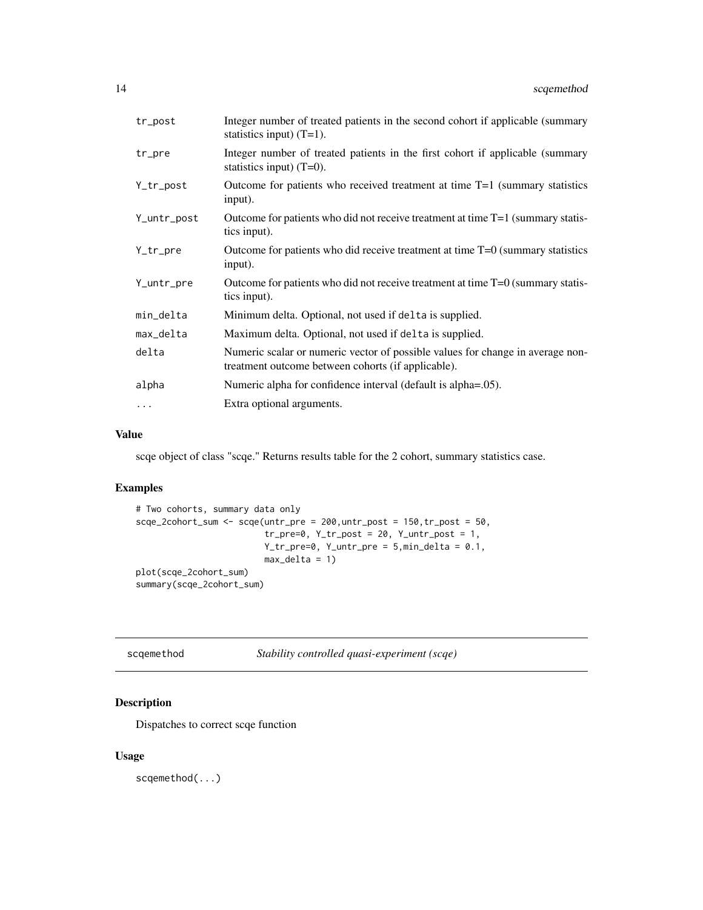| | |
|---|---|
| tr_post | Integer number of treated patients in the second cohort if applicable (summary statistics input) (T=1). |
| tr_pre | Integer number of treated patients in the first cohort if applicable (summary statistics input) (T=0). |
| Y_tr_post | Outcome for patients who received treatment at time T=1 (summary statistics input). |
| Y_untr_post | Outcome for patients who did not receive treatment at time T=1 (summary statistics input). |
| Y_tr_pre | Outcome for patients who did receive treatment at time T=0 (summary statistics input). |
| Y_untr_pre | Outcome for patients who did not receive treatment at time T=0 (summary statistics input). |
| min_delta | Minimum delta. Optional, not used if delta is supplied. |
| max_delta | Maximum delta. Optional, not used if delta is supplied. |
| delta | Numeric scalar or numeric vector of possible values for change in average non-treatment outcome between cohorts (if applicable). |
| alpha | Numeric alpha for confidence interval (default is alpha=.05). |
| ... | Extra optional arguments. |

## Value

scqe object of class "scqe." Returns results table for the 2 cohort, summary statistics case.

## Examples

```
# Two cohorts, summary data only
scqe_2cohort_sum <- scqe(untr_pre = 200,untr_post = 150,tr_post = 50,
                         tr_pre=0, Y_tr_post = 20, Y_untr_post = 1,
                         Y_tr_pre=0, Y_untr_pre = 5,min_delta = 0.1,
                         max_delta = 1)
plot(scqe_2cohort_sum)
summary(scqe_2cohort_sum)
```

---

# scqemethod &nbsp;&nbsp;&nbsp; *Stability controlled quasi-experiment (scqe)*

## Description

Dispatches to correct scqe function

## Usage

```
scqemethod(...)
```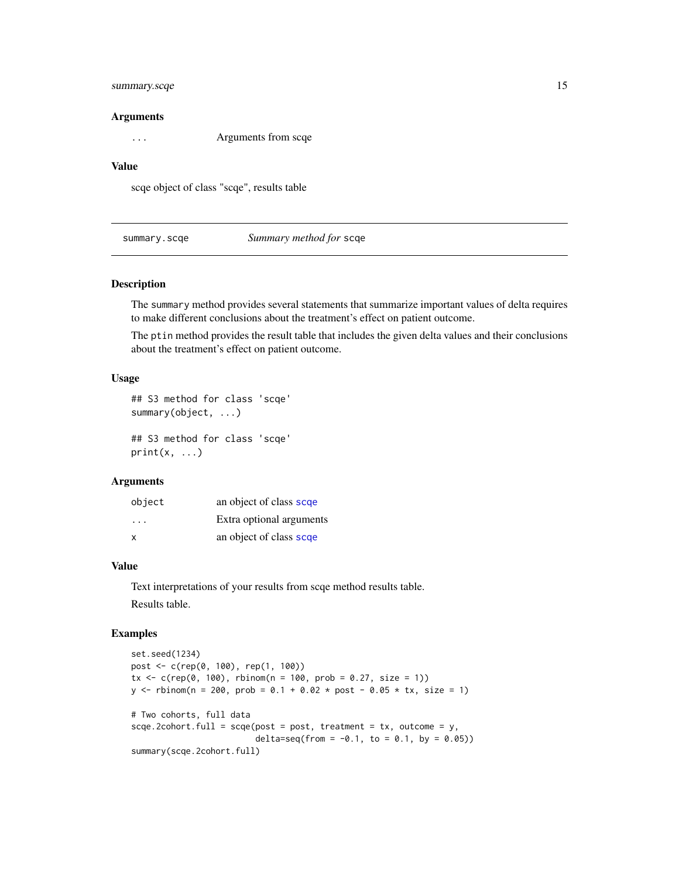### Arguments

| | |
|---|---|
| ... | Arguments from scqe |

### Value

scqe object of class "scqe", results table

## summary.scqe    *Summary method for* scqe

### Description

The summary method provides several statements that summarize important values of delta requires to make different conclusions about the treatment's effect on patient outcome.

The ptin method provides the result table that includes the given delta values and their conclusions about the treatment's effect on patient outcome.

### Usage

```
## S3 method for class 'scqe'
summary(object, ...)

## S3 method for class 'scqe'
print(x, ...)
```

### Arguments

| | |
|---|---|
| object | an object of class scqe |
| ... | Extra optional arguments |
| x | an object of class scqe |

### Value

Text interpretations of your results from scqe method results table.

Results table.

### Examples

```
set.seed(1234)
post <- c(rep(0, 100), rep(1, 100))
tx <- c(rep(0, 100), rbinom(n = 100, prob = 0.27, size = 1))
y <- rbinom(n = 200, prob = 0.1 + 0.02 * post - 0.05 * tx, size = 1)

# Two cohorts, full data
scqe.2cohort.full = scqe(post = post, treatment = tx, outcome = y,
                         delta=seq(from = -0.1, to = 0.1, by = 0.05))
summary(scqe.2cohort.full)
```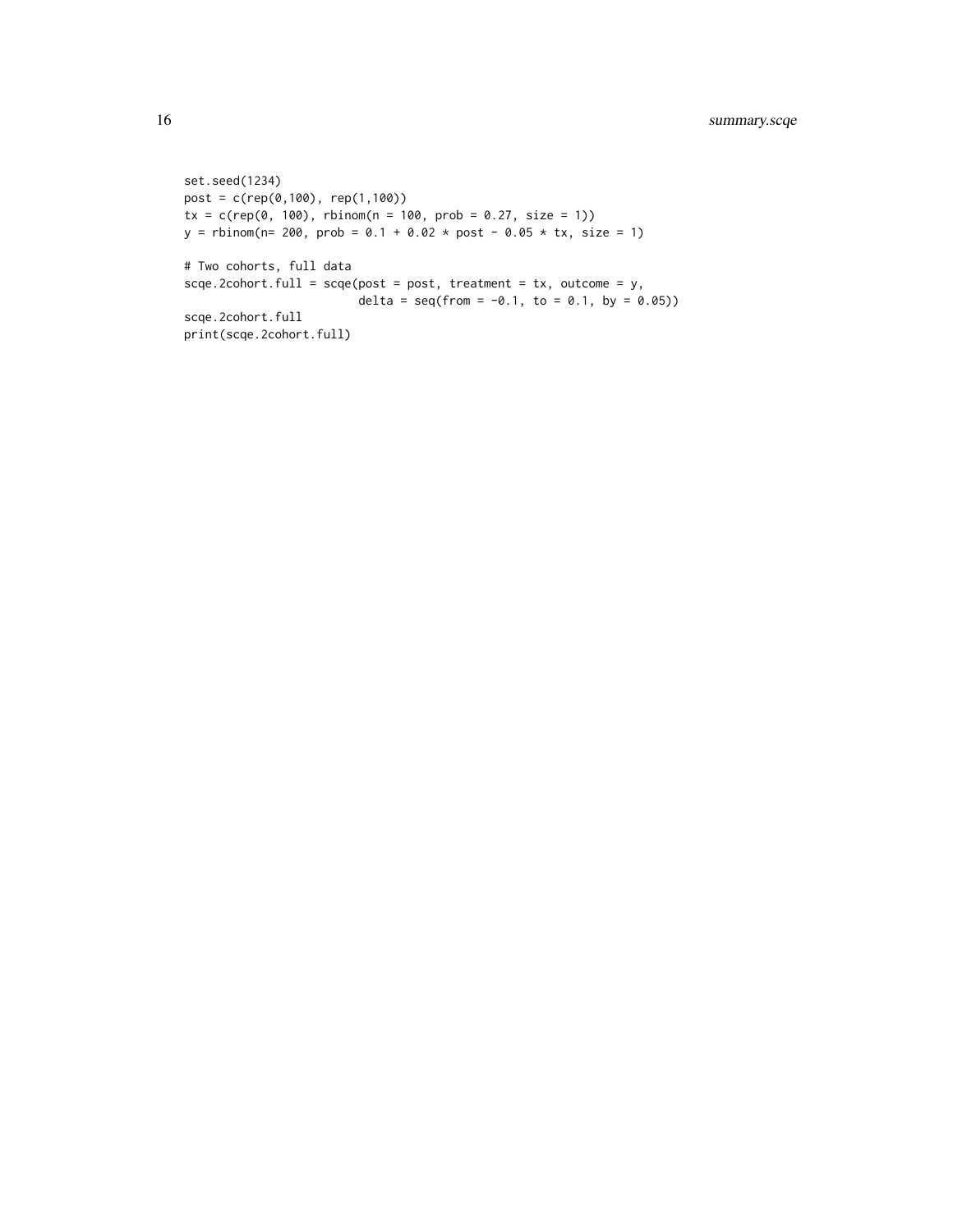```
set.seed(1234)
post = c(rep(0,100), rep(1,100))
tx = c(rep(0, 100), rbinom(n = 100, prob = 0.27, size = 1))
y = rbinom(n= 200, prob = 0.1 + 0.02 * post - 0.05 * tx, size = 1)

# Two cohorts, full data
scqe.2cohort.full = scqe(post = post, treatment = tx, outcome = y,
                         delta = seq(from = -0.1, to = 0.1, by = 0.05))
scqe.2cohort.full
print(scqe.2cohort.full)
```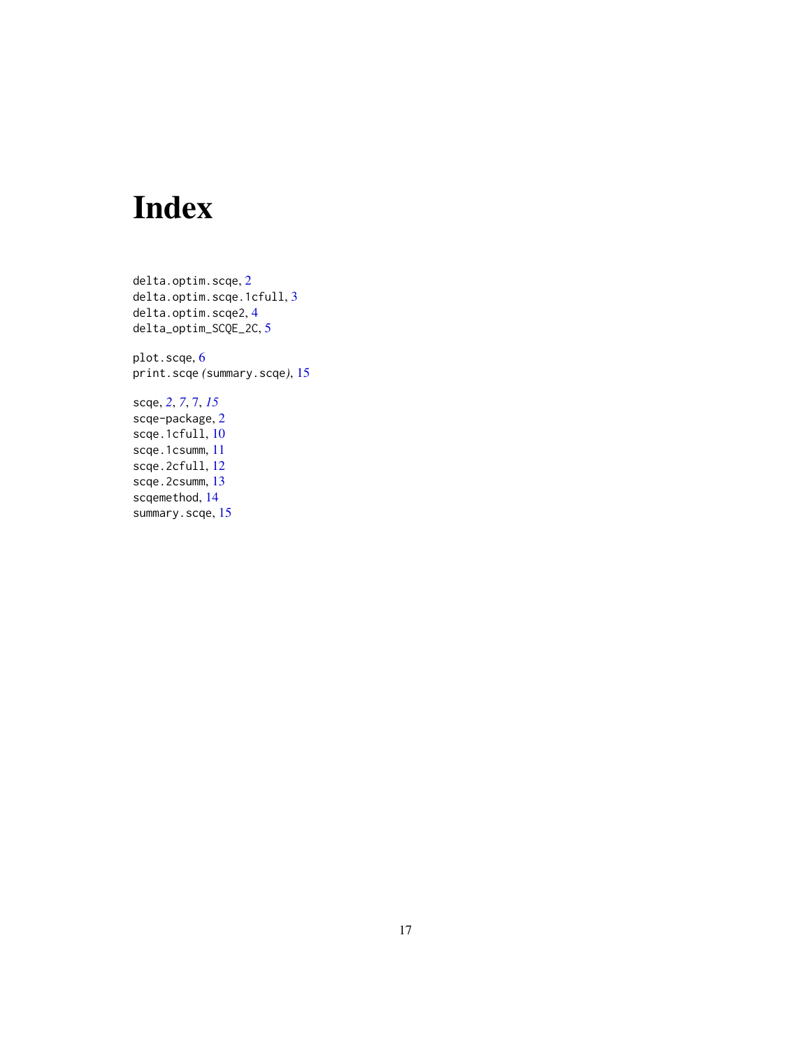# Index

delta.optim.scqe, 2
delta.optim.scqe.1cfull, 3
delta.optim.scqe2, 4
delta_optim_SCQE_2C, 5

plot.scqe, 6
print.scqe (summary.scqe), 15

scqe, *2*, *7*, 7, *15*
scqe-package, 2
scqe.1cfull, 10
scqe.1csumm, 11
scqe.2cfull, 12
scqe.2csumm, 13
scqemethod, 14
summary.scqe, 15